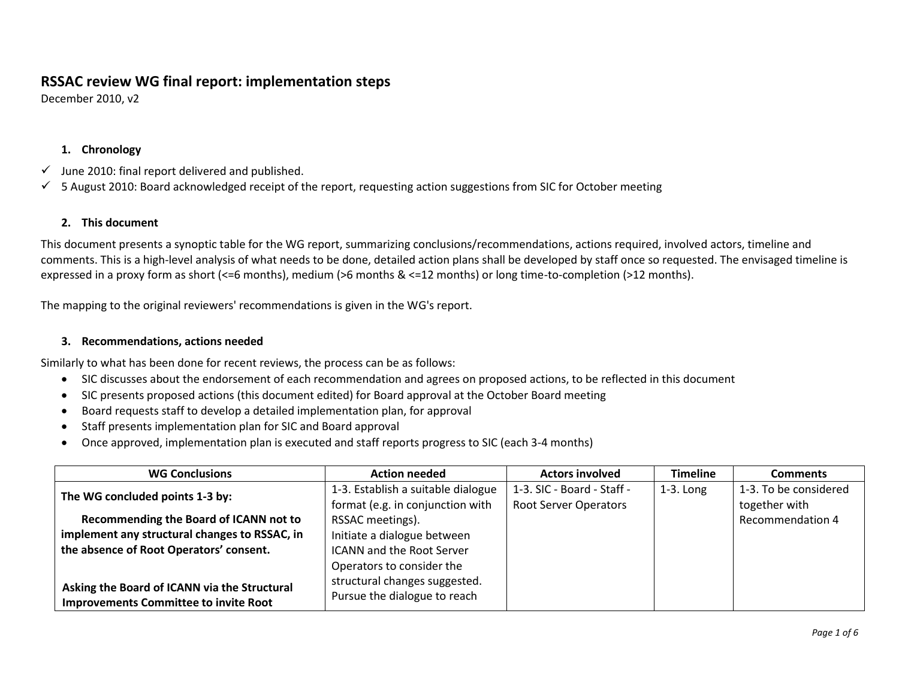# RSSAC review WG final report: implementation steps

December 2010, v2

## 1. Chronology

- ✓ June 2010: final report delivered and published.
- ✓ 5 August 2010: Board acknowledged receipt of the report, requesting action suggestions from SIC for October meeting

## 2. This document

This document presents a synoptic table for the WG report, summarizing conclusions/recommendations, actions required, involved actors, timeline and comments. This is a high-level analysis of what needs to be done, detailed action plans shall be developed by staff once so requested. The envisaged timeline is expressed in a proxy form as short (<=6 months), medium (>6 months & <=12 months) or long time-to-completion (>12 months).

The mapping to the original reviewers' recommendations is given in the WG's report.

## 3. Recommendations, actions needed

Similarly to what has been done for recent reviews, the process can be as follows:

- SIC discusses about the endorsement of each recommendation and agrees on proposed actions, to be reflected in this document
- SIC presents proposed actions (this document edited) for Board approval at the October Board meeting
- Board requests staff to develop a detailed implementation plan, for approval
- Staff presents implementation plan for SIC and Board approval
- Once approved, implementation plan is executed and staff reports progress to SIC (each 3-4 months)

| WG Conclusions | Action needed | Actors involved | Timeline | Comments |
|---|---|---|---|---|
| **The WG concluded points 1-3 by:**<br><br>**Recommending the Board of ICANN not to implement any structural changes to RSSAC, in the absence of Root Operators' consent.**<br><br>**Asking the Board of ICANN via the Structural Improvements Committee to invite Root** | 1-3. Establish a suitable dialogue format (e.g. in conjunction with RSSAC meetings).<br>Initiate a dialogue between ICANN and the Root Server Operators to consider the structural changes suggested.<br>Pursue the dialogue to reach | 1-3. SIC - Board - Staff - Root Server Operators | 1-3. Long | 1-3. To be considered together with Recommendation 4 |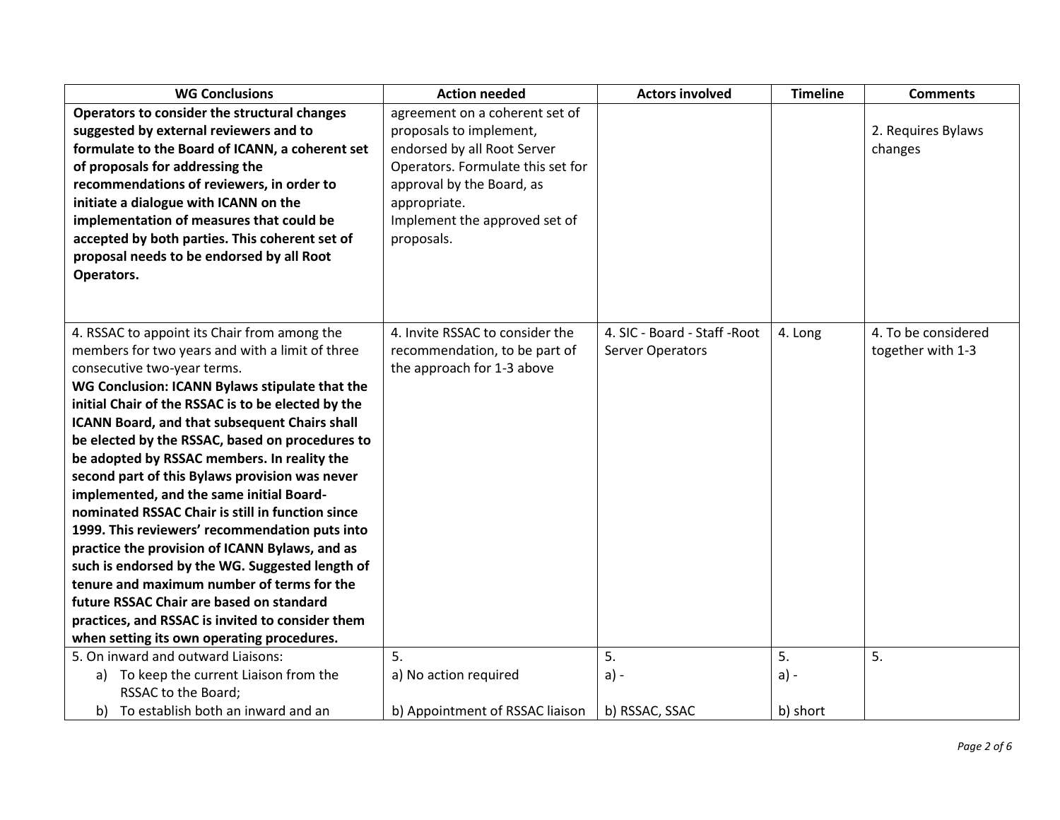| WG Conclusions | Action needed | Actors involved | Timeline | Comments |
| --- | --- | --- | --- | --- |
| **Operators to consider the structural changes suggested by external reviewers and to formulate to the Board of ICANN, a coherent set of proposals for addressing the recommendations of reviewers, in order to initiate a dialogue with ICANN on the implementation of measures that could be accepted by both parties. This coherent set of proposal needs to be endorsed by all Root Operators.** | agreement on a coherent set of proposals to implement, endorsed by all Root Server Operators. Formulate this set for approval by the Board, as appropriate.<br>Implement the approved set of proposals. | | | 2. Requires Bylaws changes |
| 4. RSSAC to appoint its Chair from among the members for two years and with a limit of three consecutive two-year terms.<br>**WG Conclusion: ICANN Bylaws stipulate that the initial Chair of the RSSAC is to be elected by the ICANN Board, and that subsequent Chairs shall be elected by the RSSAC, based on procedures to be adopted by RSSAC members. In reality the second part of this Bylaws provision was never implemented, and the same initial Board-nominated RSSAC Chair is still in function since 1999. This reviewers' recommendation puts into practice the provision of ICANN Bylaws, and as such is endorsed by the WG. Suggested length of tenure and maximum number of terms for the future RSSAC Chair are based on standard practices, and RSSAC is invited to consider them when setting its own operating procedures.** | 4. Invite RSSAC to consider the recommendation, to be part of the approach for 1-3 above | 4. SIC - Board - Staff -Root Server Operators | 4. Long | 4. To be considered together with 1-3 |
| 5. On inward and outward Liaisons:<br>a) To keep the current Liaison from the RSSAC to the Board;<br>b) To establish both an inward and an | 5.<br>a) No action required<br>b) Appointment of RSSAC liaison | 5.<br>a) -<br>b) RSSAC, SSAC | 5.<br>a) -<br>b) short | 5. |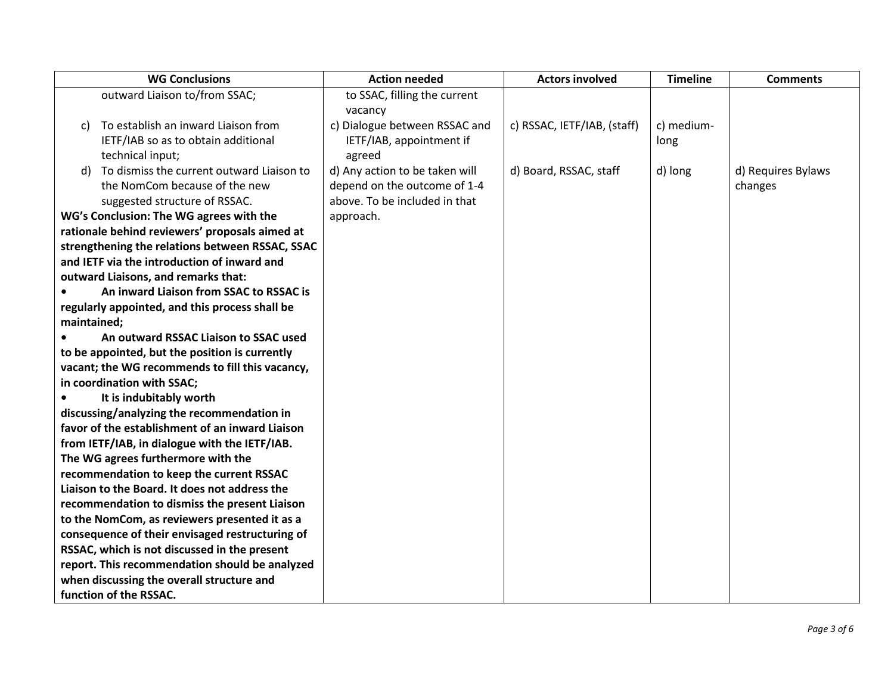| WG Conclusions | Action needed | Actors involved | Timeline | Comments |
|---|---|---|---|---|
| outward Liaison to/from SSAC; | to SSAC, filling the current vacancy | | | |
| c) To establish an inward Liaison from IETF/IAB so as to obtain additional technical input; | c) Dialogue between RSSAC and IETF/IAB, appointment if agreed | c) RSSAC, IETF/IAB, (staff) | c) medium-long | |
| d) To dismiss the current outward Liaison to the NomCom because of the new suggested structure of RSSAC.<br>**WG's Conclusion: The WG agrees with the rationale behind reviewers' proposals aimed at strengthening the relations between RSSAC, SSAC and IETF via the introduction of inward and outward Liaisons, and remarks that:**<br>**• An inward Liaison from SSAC to RSSAC is regularly appointed, and this process shall be maintained;**<br>**• An outward RSSAC Liaison to SSAC used to be appointed, but the position is currently vacant; the WG recommends to fill this vacancy, in coordination with SSAC;**<br>**• It is indubitably worth discussing/analyzing the recommendation in favor of the establishment of an inward Liaison from IETF/IAB, in dialogue with the IETF/IAB.**<br>**The WG agrees furthermore with the recommendation to keep the current RSSAC Liaison to the Board. It does not address the recommendation to dismiss the present Liaison to the NomCom, as reviewers presented it as a consequence of their envisaged restructuring of RSSAC, which is not discussed in the present report. This recommendation should be analyzed when discussing the overall structure and function of the RSSAC.** | d) Any action to be taken will depend on the outcome of 1-4 above. To be included in that approach. | d) Board, RSSAC, staff | d) long | d) Requires Bylaws changes |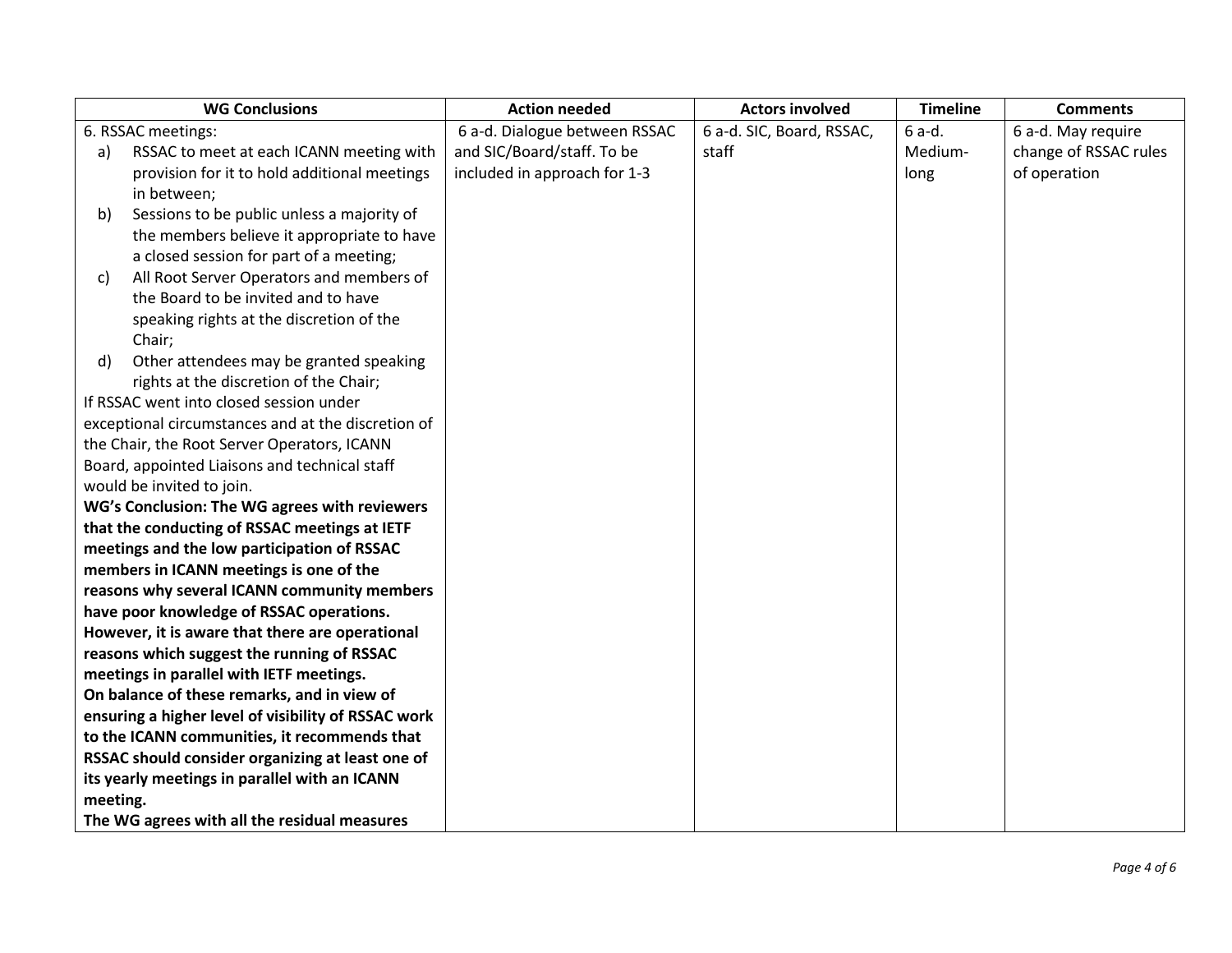| WG Conclusions | Action needed | Actors involved | Timeline | Comments |
|---|---|---|---|---|
| 6. RSSAC meetings:<br>a) RSSAC to meet at each ICANN meeting with provision for it to hold additional meetings in between;<br>b) Sessions to be public unless a majority of the members believe it appropriate to have a closed session for part of a meeting;<br>c) All Root Server Operators and members of the Board to be invited and to have speaking rights at the discretion of the Chair;<br>d) Other attendees may be granted speaking rights at the discretion of the Chair;<br>If RSSAC went into closed session under exceptional circumstances and at the discretion of the Chair, the Root Server Operators, ICANN Board, appointed Liaisons and technical staff would be invited to join.<br>**WG's Conclusion: The WG agrees with reviewers that the conducting of RSSAC meetings at IETF meetings and the low participation of RSSAC members in ICANN meetings is one of the reasons why several ICANN community members have poor knowledge of RSSAC operations. However, it is aware that there are operational reasons which suggest the running of RSSAC meetings in parallel with IETF meetings.**<br>**On balance of these remarks, and in view of ensuring a higher level of visibility of RSSAC work to the ICANN communities, it recommends that RSSAC should consider organizing at least one of its yearly meetings in parallel with an ICANN meeting.**<br>**The WG agrees with all the residual measures** | 6 a-d. Dialogue between RSSAC and SIC/Board/staff. To be included in approach for 1-3 | 6 a-d. SIC, Board, RSSAC, staff | 6 a-d. Medium-long | 6 a-d. May require change of RSSAC rules of operation |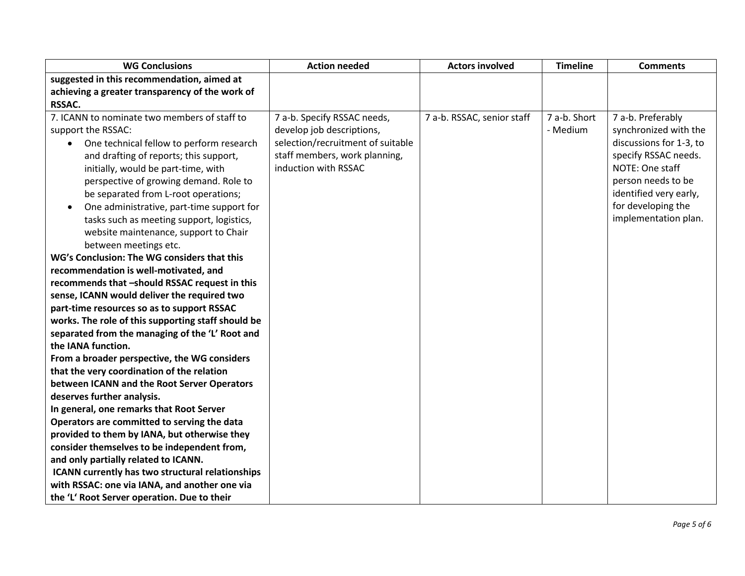| WG Conclusions | Action needed | Actors involved | Timeline | Comments |
|---|---|---|---|---|
| **suggested in this recommendation, aimed at achieving a greater transparency of the work of RSSAC.** | | | | |
| 7. ICANN to nominate two members of staff to support the RSSAC:<br>• One technical fellow to perform research and drafting of reports; this support, initially, would be part-time, with perspective of growing demand. Role to be separated from L-root operations;<br>• One administrative, part-time support for tasks such as meeting support, logistics, website maintenance, support to Chair between meetings etc.<br>**WG's Conclusion: The WG considers that this recommendation is well-motivated, and recommends that –should RSSAC request in this sense, ICANN would deliver the required two part-time resources so as to support RSSAC works. The role of this supporting staff should be separated from the managing of the 'L' Root and the IANA function.**<br>**From a broader perspective, the WG considers that the very coordination of the relation between ICANN and the Root Server Operators deserves further analysis.**<br>**In general, one remarks that Root Server Operators are committed to serving the data provided to them by IANA, but otherwise they consider themselves to be independent from, and only partially related to ICANN.**<br>**ICANN currently has two structural relationships with RSSAC: one via IANA, and another one via the 'L' Root Server operation. Due to their** | 7 a-b. Specify RSSAC needs, develop job descriptions, selection/recruitment of suitable staff members, work planning, induction with RSSAC | 7 a-b. RSSAC, senior staff | 7 a-b. Short - Medium | 7 a-b. Preferably synchronized with the discussions for 1-3, to specify RSSAC needs. NOTE: One staff person needs to be identified very early, for developing the implementation plan. |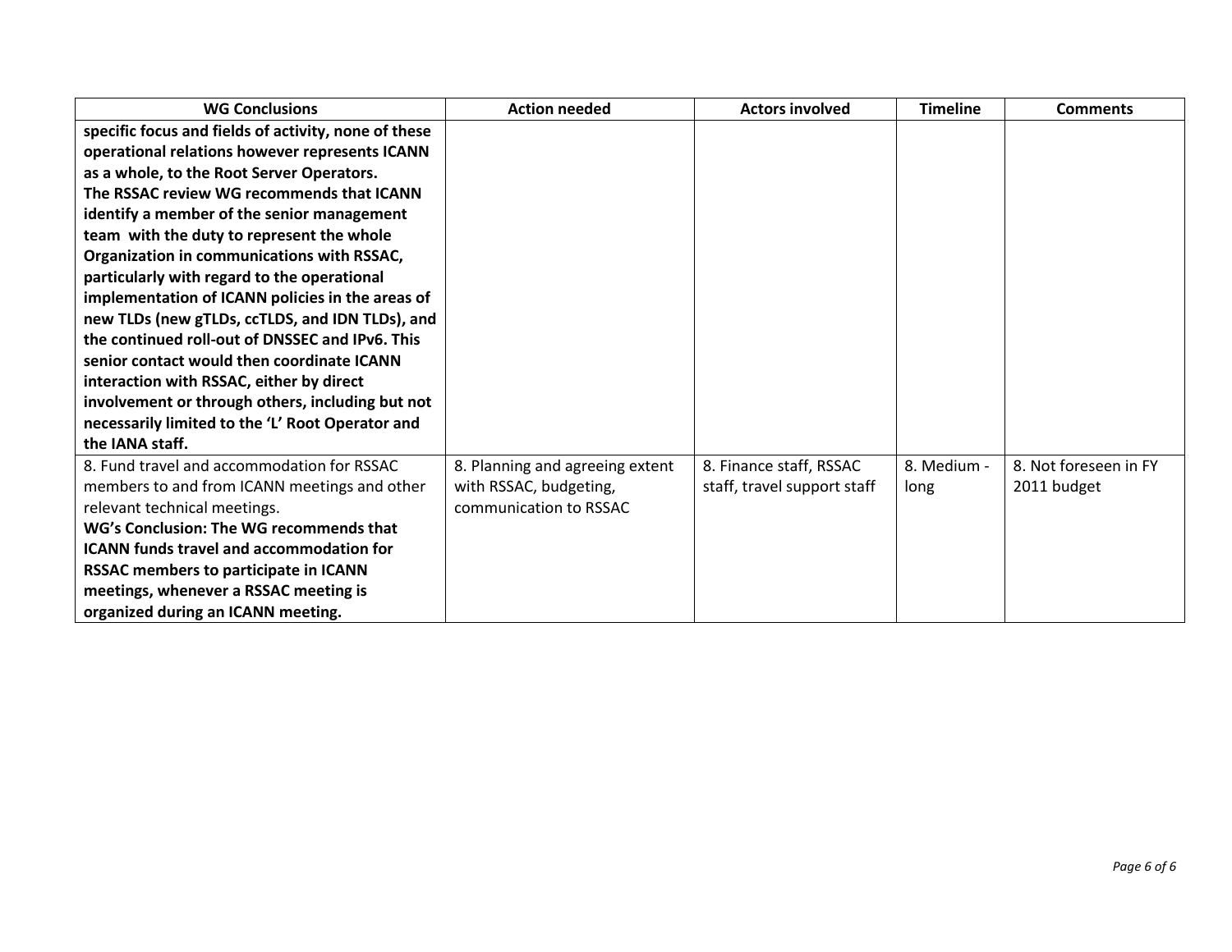| WG Conclusions | Action needed | Actors involved | Timeline | Comments |
|---|---|---|---|---|
| **specific focus and fields of activity, none of these operational relations however represents ICANN as a whole, to the Root Server Operators.** **The RSSAC review WG recommends that ICANN identify a member of the senior management team with the duty to represent the whole Organization in communications with RSSAC, particularly with regard to the operational implementation of ICANN policies in the areas of new TLDs (new gTLDs, ccTLDS, and IDN TLDs), and the continued roll-out of DNSSEC and IPv6. This senior contact would then coordinate ICANN interaction with RSSAC, either by direct involvement or through others, including but not necessarily limited to the 'L' Root Operator and the IANA staff.** | | | | |
| 8. Fund travel and accommodation for RSSAC members to and from ICANN meetings and other relevant technical meetings. **WG's Conclusion: The WG recommends that ICANN funds travel and accommodation for RSSAC members to participate in ICANN meetings, whenever a RSSAC meeting is organized during an ICANN meeting.** | 8. Planning and agreeing extent with RSSAC, budgeting, communication to RSSAC | 8. Finance staff, RSSAC staff, travel support staff | 8. Medium - long | 8. Not foreseen in FY 2011 budget |